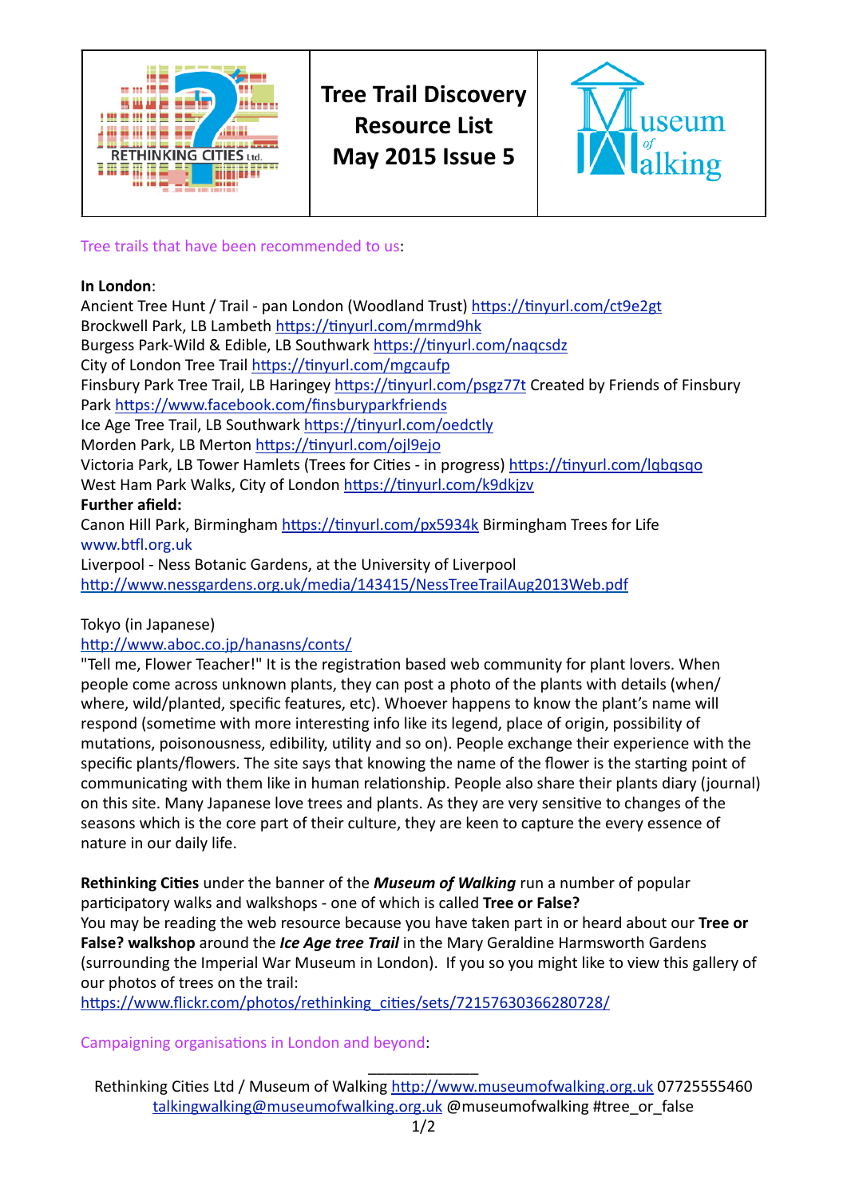# Tree Trail Discovery Resource List
## May 2015 Issue 5

Tree trails that have been recommended to us:

**In London**:

Ancient Tree Hunt / Trail - pan London (Woodland Trust) https://tinyurl.com/ct9e2gt
Brockwell Park, LB Lambeth https://tinyurl.com/mrmd9hk
Burgess Park-Wild & Edible, LB Southwark https://tinyurl.com/naqcsdz
City of London Tree Trail https://tinyurl.com/mgcaufp
Finsbury Park Tree Trail, LB Haringey https://tinyurl.com/psgz77t Created by Friends of Finsbury Park https://www.facebook.com/finsburyparkfriends
Ice Age Tree Trail, LB Southwark https://tinyurl.com/oedctly
Morden Park, LB Merton https://tinyurl.com/ojl9ejo
Victoria Park, LB Tower Hamlets (Trees for Cities - in progress) https://tinyurl.com/lqbqsqo
West Ham Park Walks, City of London https://tinyurl.com/k9dkjzv

**Further afield:**

Canon Hill Park, Birmingham https://tinyurl.com/px5934k Birmingham Trees for Life www.btfl.org.uk
Liverpool - Ness Botanic Gardens, at the University of Liverpool http://www.nessgardens.org.uk/media/143415/NessTreeTrailAug2013Web.pdf

Tokyo (in Japanese)
http://www.aboc.co.jp/hanasns/conts/
"Tell me, Flower Teacher!" It is the registration based web community for plant lovers. When people come across unknown plants, they can post a photo of the plants with details (when/where, wild/planted, specific features, etc). Whoever happens to know the plant's name will respond (sometime with more interesting info like its legend, place of origin, possibility of mutations, poisonousness, edibility, utility and so on). People exchange their experience with the specific plants/flowers. The site says that knowing the name of the flower is the starting point of communicating with them like in human relationship. People also share their plants diary (journal) on this site. Many Japanese love trees and plants. As they are very sensitive to changes of the seasons which is the core part of their culture, they are keen to capture the every essence of nature in our daily life.

**Rethinking Cities** under the banner of the ***Museum of Walking*** run a number of popular participatory walks and walkshops - one of which is called **Tree or False?**
You may be reading the web resource because you have taken part in or heard about our **Tree or False? walkshop** around the ***Ice Age tree Trail*** in the Mary Geraldine Harmsworth Gardens (surrounding the Imperial War Museum in London). If you so you might like to view this gallery of our photos of trees on the trail:
https://www.flickr.com/photos/rethinking_cities/sets/72157630366280728/

Campaigning organisations in London and beyond:

Rethinking Cities Ltd / Museum of Walking http://www.museumofwalking.org.uk 07725555460
talkingwalking@museumofwalking.org.uk @museumofwalking #tree_or_false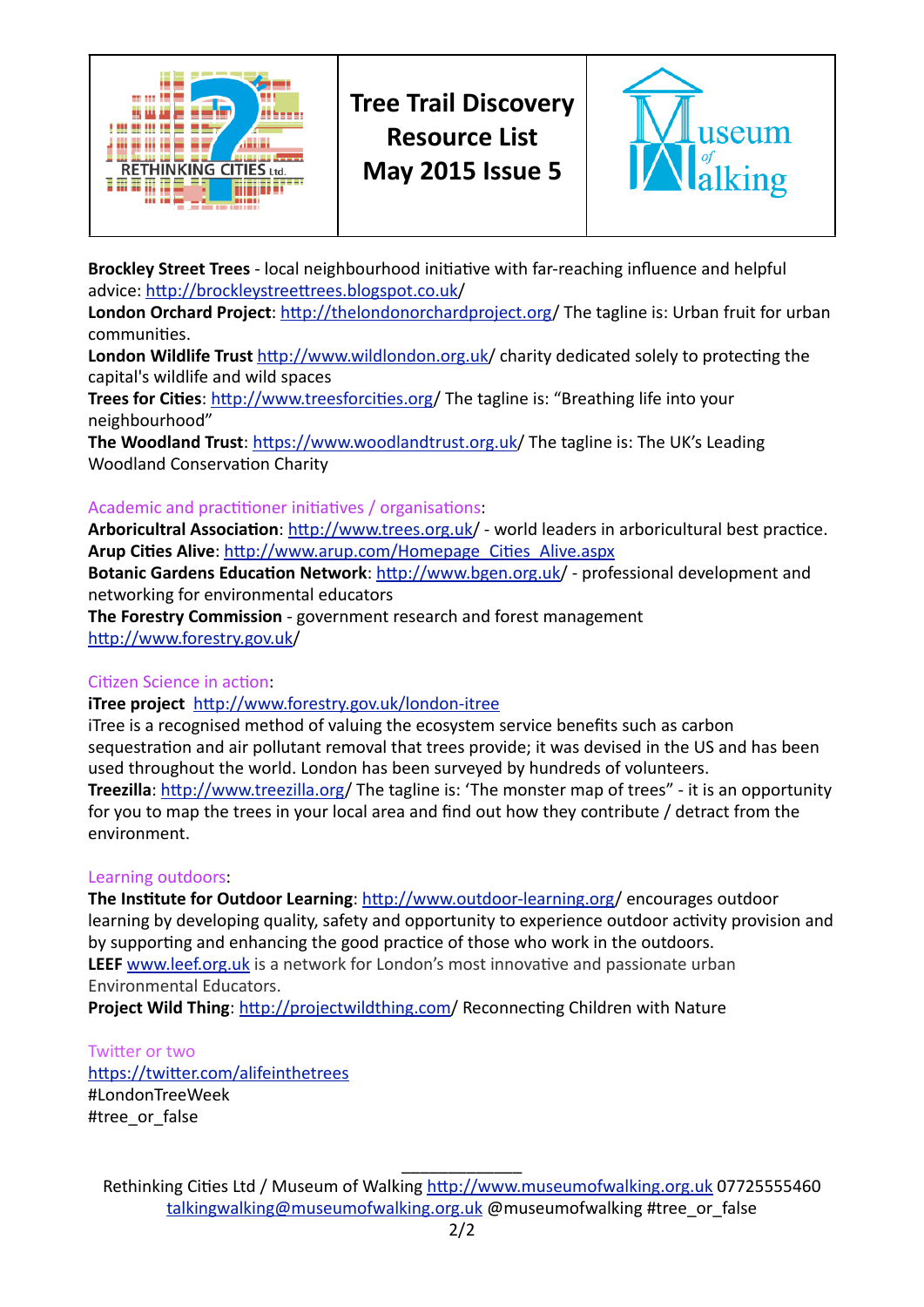| | | |
|---|---|---|
| RETHINKING CITIES Ltd. | **Tree Trail Discovery Resource List May 2015 Issue 5** | Museum of Walking |

**Brockley Street Trees** - local neighbourhood initiative with far-reaching influence and helpful advice: http://brockleystreettrees.blogspot.co.uk/
**London Orchard Project**: http://thelondonorchardproject.org/ The tagline is: Urban fruit for urban communities.
**London Wildlife Trust** http://www.wildlondon.org.uk/ charity dedicated solely to protecting the capital's wildlife and wild spaces
**Trees for Cities**: http://www.treesforcities.org/ The tagline is: "Breathing life into your neighbourhood"
**The Woodland Trust**: https://www.woodlandtrust.org.uk/ The tagline is: The UK's Leading Woodland Conservation Charity

Academic and practitioner initiatives / organisations:
**Arboricultral Association**: http://www.trees.org.uk/ - world leaders in arboricultural best practice.
**Arup Cities Alive**: http://www.arup.com/Homepage_Cities_Alive.aspx
**Botanic Gardens Education Network**: http://www.bgen.org.uk/ - professional development and networking for environmental educators
**The Forestry Commission** - government research and forest management http://www.forestry.gov.uk/

Citizen Science in action:
**iTree project** http://www.forestry.gov.uk/london-itree
iTree is a recognised method of valuing the ecosystem service benefits such as carbon sequestration and air pollutant removal that trees provide; it was devised in the US and has been used throughout the world. London has been surveyed by hundreds of volunteers.
**Treezilla**: http://www.treezilla.org/ The tagline is: 'The monster map of trees" - it is an opportunity for you to map the trees in your local area and find out how they contribute / detract from the environment.

Learning outdoors:
**The Institute for Outdoor Learning**: http://www.outdoor-learning.org/ encourages outdoor learning by developing quality, safety and opportunity to experience outdoor activity provision and by supporting and enhancing the good practice of those who work in the outdoors.
**LEEF** www.leef.org.uk is a network for London's most innovative and passionate urban Environmental Educators.
**Project Wild Thing**: http://projectwildthing.com/ Reconnecting Children with Nature

Twitter or two
https://twitter.com/alifeinthetrees
#LondonTreeWeek
#tree_or_false

Rethinking Cities Ltd / Museum of Walking http://www.museumofwalking.org.uk 07725555460
talkingwalking@museumofwalking.org.uk @museumofwalking #tree_or_false